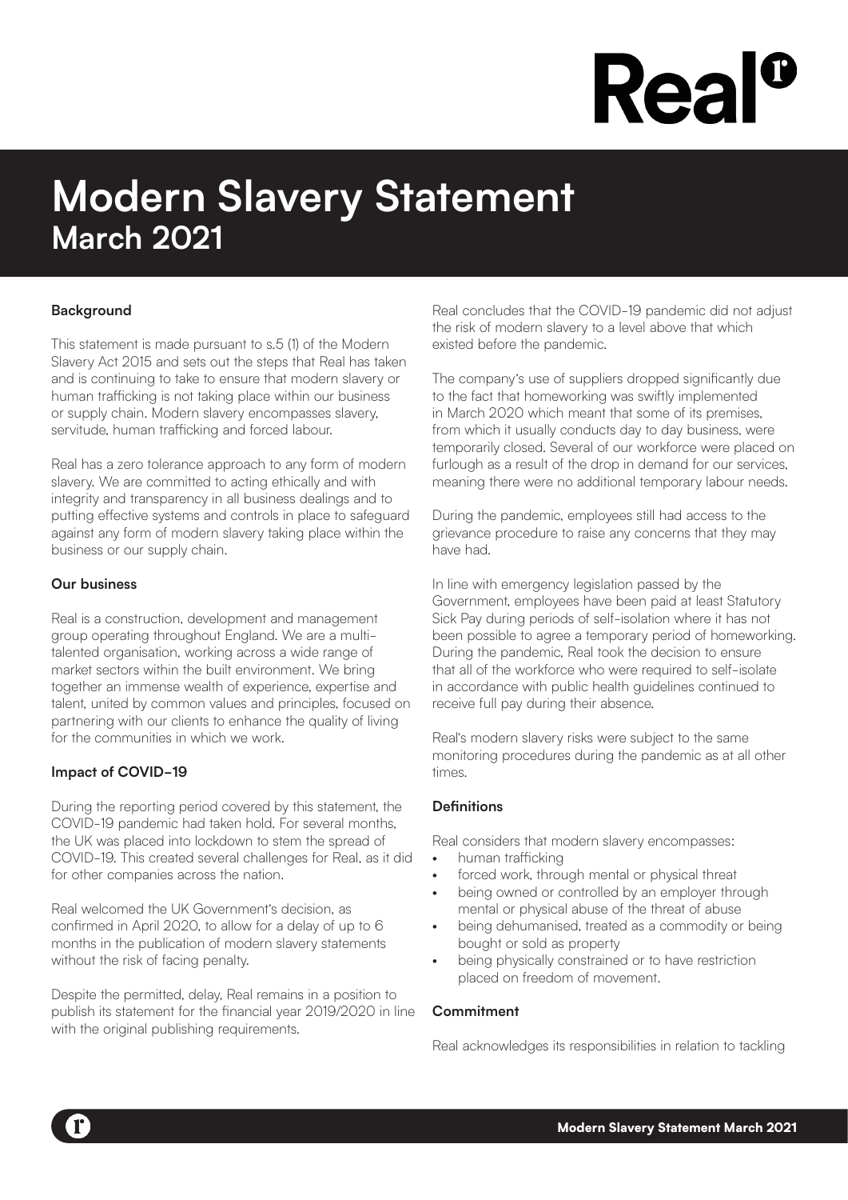# Modern Slavery Statement
## March 2021

### Background

This statement is made pursuant to s.5 (1) of the Modern Slavery Act 2015 and sets out the steps that Real has taken and is continuing to take to ensure that modern slavery or human trafficking is not taking place within our business or supply chain. Modern slavery encompasses slavery, servitude, human trafficking and forced labour.

Real has a zero tolerance approach to any form of modern slavery. We are committed to acting ethically and with integrity and transparency in all business dealings and to putting effective systems and controls in place to safeguard against any form of modern slavery taking place within the business or our supply chain.

### Our business

Real is a construction, development and management group operating throughout England. We are a multi-talented organisation, working across a wide range of market sectors within the built environment. We bring together an immense wealth of experience, expertise and talent, united by common values and principles, focused on partnering with our clients to enhance the quality of living for the communities in which we work.

### Impact of COVID-19

During the reporting period covered by this statement, the COVID-19 pandemic had taken hold. For several months, the UK was placed into lockdown to stem the spread of COVID-19. This created several challenges for Real, as it did for other companies across the nation.

Real welcomed the UK Government's decision, as confirmed in April 2020, to allow for a delay of up to 6 months in the publication of modern slavery statements without the risk of facing penalty.

Despite the permitted, delay, Real remains in a position to publish its statement for the financial year 2019/2020 in line with the original publishing requirements.

Real concludes that the COVID-19 pandemic did not adjust the risk of modern slavery to a level above that which existed before the pandemic.

The company's use of suppliers dropped significantly due to the fact that homeworking was swiftly implemented in March 2020 which meant that some of its premises, from which it usually conducts day to day business, were temporarily closed. Several of our workforce were placed on furlough as a result of the drop in demand for our services, meaning there were no additional temporary labour needs.

During the pandemic, employees still had access to the grievance procedure to raise any concerns that they may have had.

In line with emergency legislation passed by the Government, employees have been paid at least Statutory Sick Pay during periods of self-isolation where it has not been possible to agree a temporary period of homeworking. During the pandemic, Real took the decision to ensure that all of the workforce who were required to self-isolate in accordance with public health guidelines continued to receive full pay during their absence.

Real's modern slavery risks were subject to the same monitoring procedures during the pandemic as at all other times.

### Definitions

Real considers that modern slavery encompasses:

- human trafficking
- forced work, through mental or physical threat
- being owned or controlled by an employer through mental or physical abuse of the threat of abuse
- being dehumanised, treated as a commodity or being bought or sold as property
- being physically constrained or to have restriction placed on freedom of movement.

### Commitment

Real acknowledges its responsibilities in relation to tackling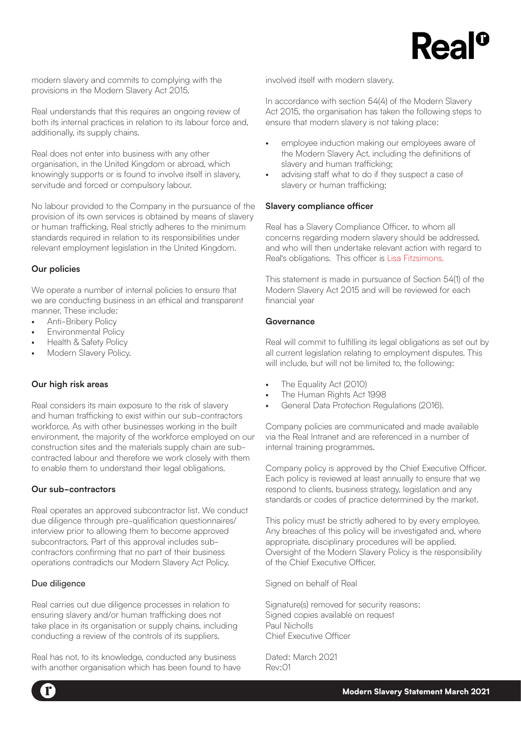modern slavery and commits to complying with the provisions in the Modern Slavery Act 2015.

Real understands that this requires an ongoing review of both its internal practices in relation to its labour force and, additionally, its supply chains.

Real does not enter into business with any other organisation, in the United Kingdom or abroad, which knowingly supports or is found to involve itself in slavery, servitude and forced or compulsory labour.

No labour provided to the Company in the pursuance of the provision of its own services is obtained by means of slavery or human trafficking. Real strictly adheres to the minimum standards required in relation to its responsibilities under relevant employment legislation in the United Kingdom.

### Our policies

We operate a number of internal policies to ensure that we are conducting business in an ethical and transparent manner. These include:

- Anti-Bribery Policy
- Environmental Policy
- Health & Safety Policy
- Modern Slavery Policy.

### Our high risk areas

Real considers its main exposure to the risk of slavery and human trafficking to exist within our sub-contractors workforce. As with other businesses working in the built environment, the majority of the workforce employed on our construction sites and the materials supply chain are sub-contracted labour and therefore we work closely with them to enable them to understand their legal obligations.

### Our sub-contractors

Real operates an approved subcontractor list. We conduct due diligence through pre-qualification questionnaires/ interview prior to allowing them to become approved subcontractors. Part of this approval includes sub-contractors confirming that no part of their business operations contradicts our Modern Slavery Act Policy.

### Due diligence

Real carries out due diligence processes in relation to ensuring slavery and/or human trafficking does not take place in its organisation or supply chains, including conducting a review of the controls of its suppliers.

Real has not, to its knowledge, conducted any business with another organisation which has been found to have involved itself with modern slavery.

In accordance with section 54(4) of the Modern Slavery Act 2015, the organisation has taken the following steps to ensure that modern slavery is not taking place:

- employee induction making our employees aware of the Modern Slavery Act, including the definitions of slavery and human trafficking;
- advising staff what to do if they suspect a case of slavery or human trafficking;

### Slavery compliance officer

Real has a Slavery Compliance Officer, to whom all concerns regarding modern slavery should be addressed, and who will then undertake relevant action with regard to Real's obligations. This officer is Lisa Fitzsimons.

This statement is made in pursuance of Section 54(1) of the Modern Slavery Act 2015 and will be reviewed for each financial year

### Governance

Real will commit to fulfilling its legal obligations as set out by all current legislation relating to employment disputes. This will include, but will not be limited to, the following:

- The Equality Act (2010)
- The Human Rights Act 1998
- General Data Protection Regulations (2016).

Company policies are communicated and made available via the Real Intranet and are referenced in a number of internal training programmes.

Company policy is approved by the Chief Executive Officer. Each policy is reviewed at least annually to ensure that we respond to clients, business strategy, legislation and any standards or codes of practice determined by the market.

This policy must be strictly adhered to by every employee. Any breaches of this policy will be investigated and, where appropriate, disciplinary procedures will be applied. Oversight of the Modern Slavery Policy is the responsibility of the Chief Executive Officer.

Signed on behalf of Real

Signature(s) removed for security reasons:
Signed copies available on request
Paul Nicholls
Chief Executive Officer

Dated: March 2021
Rev:01